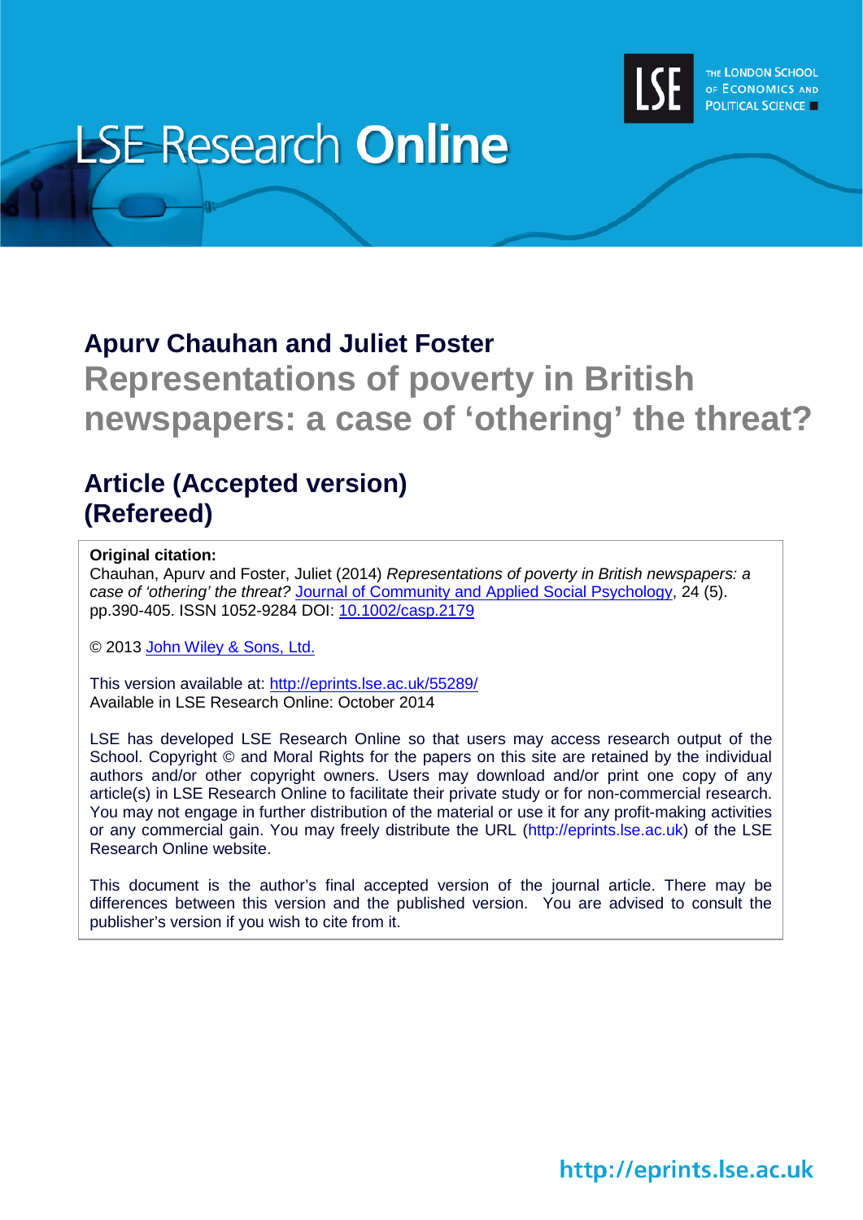LSE Research **Online**

THE LONDON SCHOOL OF ECONOMICS AND POLITICAL SCIENCE

## Apurv Chauhan and Juliet Foster

# Representations of poverty in British newspapers: a case of 'othering' the threat?

## Article (Accepted version)
## (Refereed)

**Original citation:**
Chauhan, Apurv and Foster, Juliet (2014) *Representations of poverty in British newspapers: a case of 'othering' the threat?* Journal of Community and Applied Social Psychology, 24 (5). pp.390-405. ISSN 1052-9284 DOI: 10.1002/casp.2179

© 2013 John Wiley & Sons, Ltd.

This version available at: http://eprints.lse.ac.uk/55289/
Available in LSE Research Online: October 2014

LSE has developed LSE Research Online so that users may access research output of the School. Copyright © and Moral Rights for the papers on this site are retained by the individual authors and/or other copyright owners. Users may download and/or print one copy of any article(s) in LSE Research Online to facilitate their private study or for non-commercial research. You may not engage in further distribution of the material or use it for any profit-making activities or any commercial gain. You may freely distribute the URL (http://eprints.lse.ac.uk) of the LSE Research Online website.

This document is the author's final accepted version of the journal article. There may be differences between this version and the published version. You are advised to consult the publisher's version if you wish to cite from it.

http://eprints.lse.ac.uk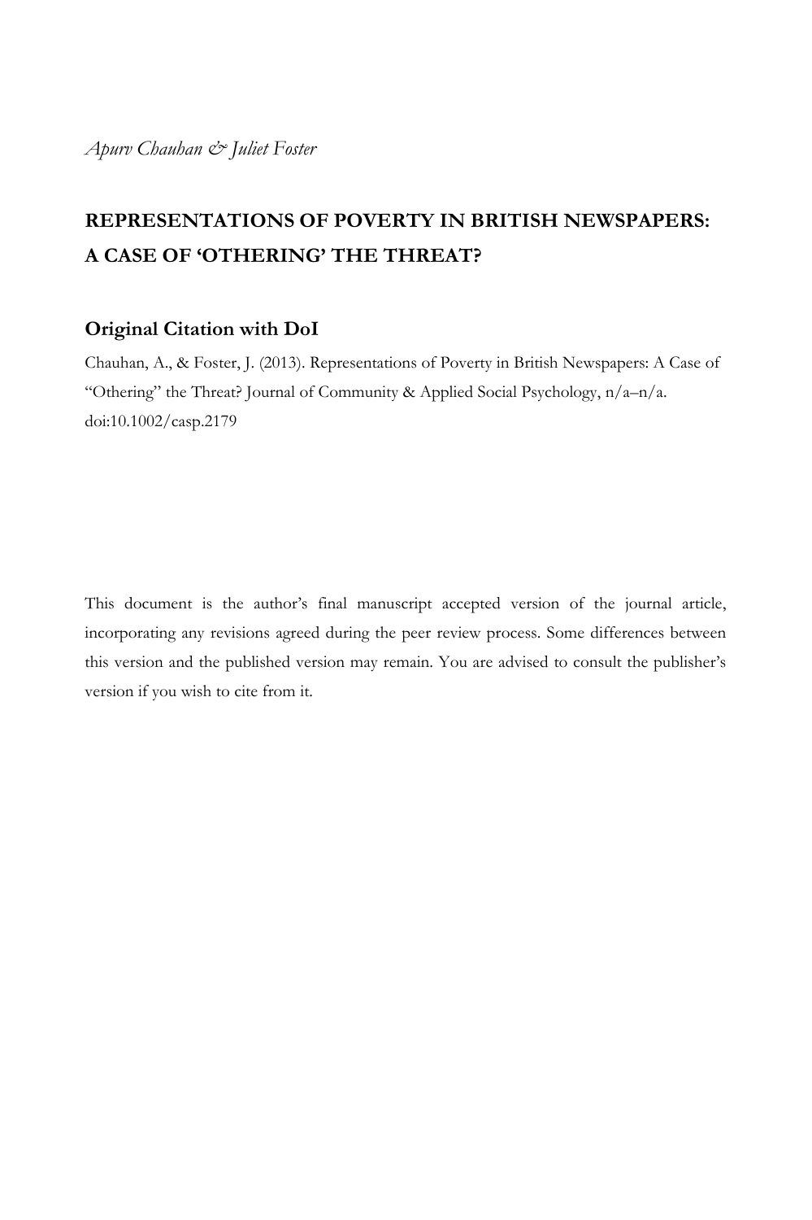*Apurv Chauhan & Juliet Foster*

# REPRESENTATIONS OF POVERTY IN BRITISH NEWSPAPERS: A CASE OF 'OTHERING' THE THREAT?

## Original Citation with DoI

Chauhan, A., & Foster, J. (2013). Representations of Poverty in British Newspapers: A Case of "Othering" the Threat? Journal of Community & Applied Social Psychology, n/a–n/a. doi:10.1002/casp.2179

This document is the author's final manuscript accepted version of the journal article, incorporating any revisions agreed during the peer review process. Some differences between this version and the published version may remain. You are advised to consult the publisher's version if you wish to cite from it.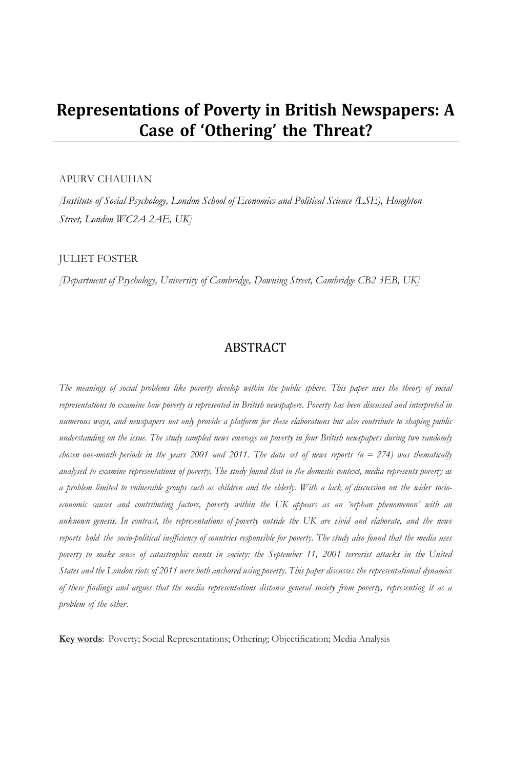# Representations of Poverty in British Newspapers: A Case of 'Othering' the Threat?

APURV CHAUHAN

*[Institute of Social Psychology, London School of Economics and Political Science (LSE), Houghton Street, London WC2A 2AE, UK]*

JULIET FOSTER

*[Department of Psychology, University of Cambridge, Downing Street, Cambridge CB2 3EB, UK]*

## ABSTRACT

*The meanings of social problems like poverty develop within the public sphere. This paper uses the theory of social representations to examine how poverty is represented in British newspapers. Poverty has been discussed and interpreted in numerous ways, and newspapers not only provide a platform for these elaborations but also contribute to shaping public understanding on the issue. The study sampled news coverage on poverty in four British newspapers during two randomly chosen one-month periods in the years 2001 and 2011. The data set of news reports (n = 274) was thematically analysed to examine representations of poverty. The study found that in the domestic context, media represents poverty as a problem limited to vulnerable groups such as children and the elderly. With a lack of discussion on the wider socio-economic causes and contributing factors, poverty within the UK appears as an 'orphan phenomenon' with an unknown genesis. In contrast, the representations of poverty outside the UK are vivid and elaborate, and the news reports hold the socio-political inefficiency of countries responsible for poverty. The study also found that the media uses poverty to make sense of catastrophic events in society: the September 11, 2001 terrorist attacks in the United States and the London riots of 2011 were both anchored using poverty. This paper discusses the representational dynamics of these findings and argues that the media representations distance general society from poverty, representing it as a problem of the other.*

**Key words**: Poverty; Social Representations; Othering; Objectification; Media Analysis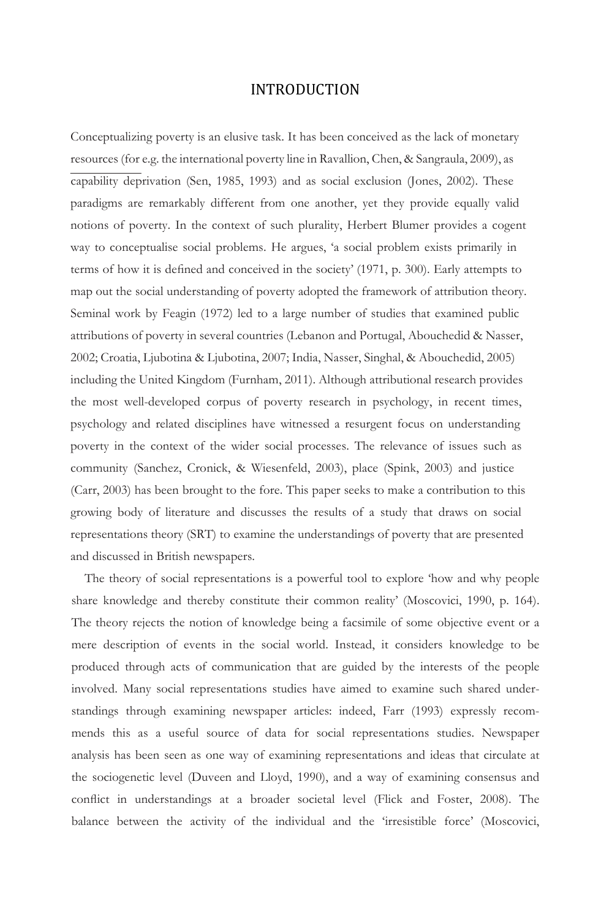# INTRODUCTION

Conceptualizing poverty is an elusive task. It has been conceived as the lack of monetary resources (for e.g. the international poverty line in Ravallion, Chen, & Sangraula, 2009), as capability deprivation (Sen, 1985, 1993) and as social exclusion (Jones, 2002). These paradigms are remarkably different from one another, yet they provide equally valid notions of poverty. In the context of such plurality, Herbert Blumer provides a cogent way to conceptualise social problems. He argues, 'a social problem exists primarily in terms of how it is defined and conceived in the society' (1971, p. 300). Early attempts to map out the social understanding of poverty adopted the framework of attribution theory. Seminal work by Feagin (1972) led to a large number of studies that examined public attributions of poverty in several countries (Lebanon and Portugal, Abouchedid & Nasser, 2002; Croatia, Ljubotina & Ljubotina, 2007; India, Nasser, Singhal, & Abouchedid, 2005) including the United Kingdom (Furnham, 2011). Although attributional research provides the most well-developed corpus of poverty research in psychology, in recent times, psychology and related disciplines have witnessed a resurgent focus on understanding poverty in the context of the wider social processes. The relevance of issues such as community (Sanchez, Cronick, & Wiesenfeld, 2003), place (Spink, 2003) and justice (Carr, 2003) has been brought to the fore. This paper seeks to make a contribution to this growing body of literature and discusses the results of a study that draws on social representations theory (SRT) to examine the understandings of poverty that are presented and discussed in British newspapers.

The theory of social representations is a powerful tool to explore 'how and why people share knowledge and thereby constitute their common reality' (Moscovici, 1990, p. 164). The theory rejects the notion of knowledge being a facsimile of some objective event or a mere description of events in the social world. Instead, it considers knowledge to be produced through acts of communication that are guided by the interests of the people involved. Many social representations studies have aimed to examine such shared understandings through examining newspaper articles: indeed, Farr (1993) expressly recommends this as a useful source of data for social representations studies. Newspaper analysis has been seen as one way of examining representations and ideas that circulate at the sociogenetic level (Duveen and Lloyd, 1990), and a way of examining consensus and conflict in understandings at a broader societal level (Flick and Foster, 2008). The balance between the activity of the individual and the 'irresistible force' (Moscovici,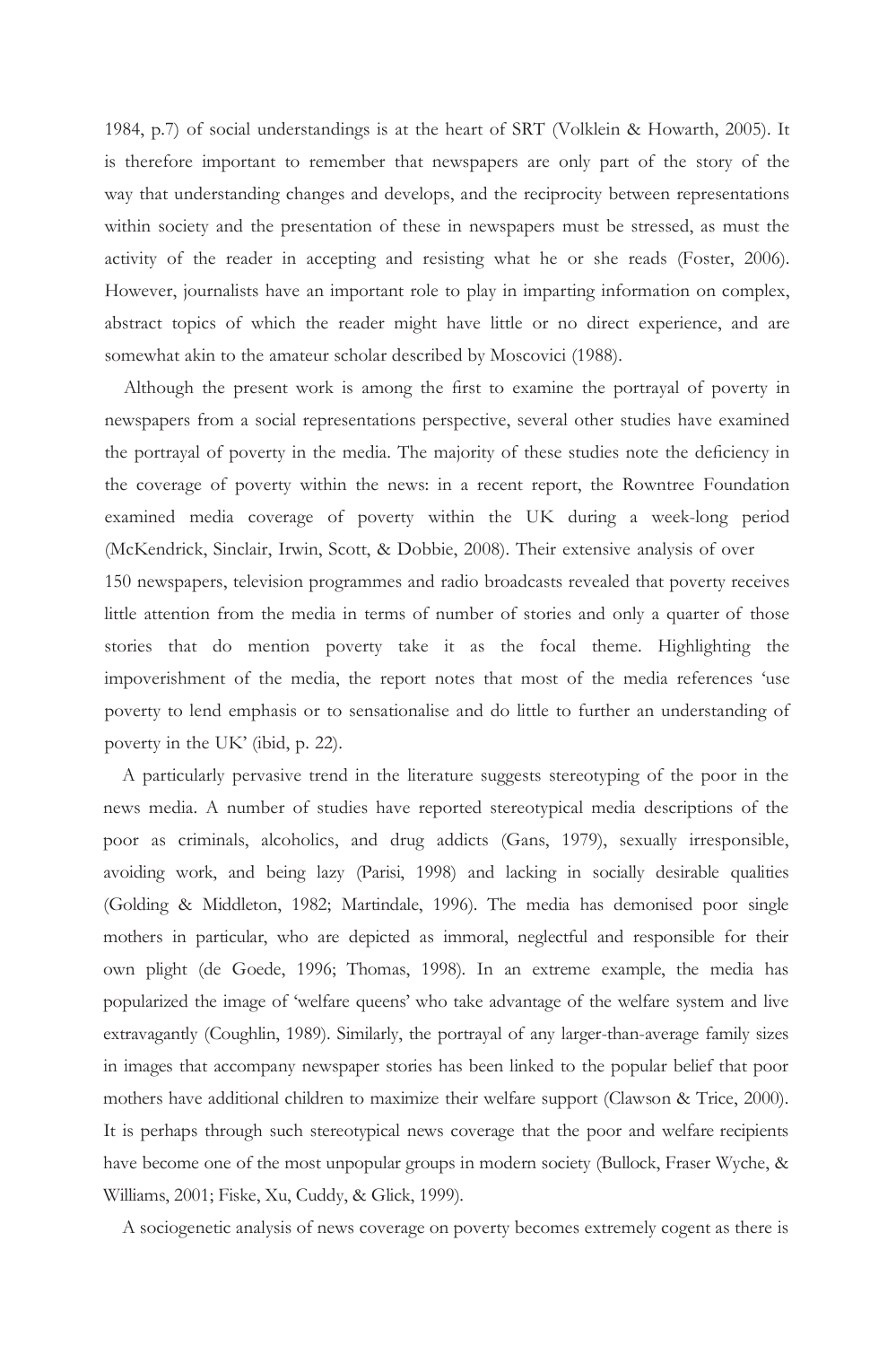1984, p.7) of social understandings is at the heart of SRT (Volklein & Howarth, 2005). It is therefore important to remember that newspapers are only part of the story of the way that understanding changes and develops, and the reciprocity between representations within society and the presentation of these in newspapers must be stressed, as must the activity of the reader in accepting and resisting what he or she reads (Foster, 2006). However, journalists have an important role to play in imparting information on complex, abstract topics of which the reader might have little or no direct experience, and are somewhat akin to the amateur scholar described by Moscovici (1988).

Although the present work is among the first to examine the portrayal of poverty in newspapers from a social representations perspective, several other studies have examined the portrayal of poverty in the media. The majority of these studies note the deficiency in the coverage of poverty within the news: in a recent report, the Rowntree Foundation examined media coverage of poverty within the UK during a week-long period (McKendrick, Sinclair, Irwin, Scott, & Dobbie, 2008). Their extensive analysis of over 150 newspapers, television programmes and radio broadcasts revealed that poverty receives little attention from the media in terms of number of stories and only a quarter of those stories that do mention poverty take it as the focal theme. Highlighting the impoverishment of the media, the report notes that most of the media references 'use poverty to lend emphasis or to sensationalise and do little to further an understanding of poverty in the UK' (ibid, p. 22).

A particularly pervasive trend in the literature suggests stereotyping of the poor in the news media. A number of studies have reported stereotypical media descriptions of the poor as criminals, alcoholics, and drug addicts (Gans, 1979), sexually irresponsible, avoiding work, and being lazy (Parisi, 1998) and lacking in socially desirable qualities (Golding & Middleton, 1982; Martindale, 1996). The media has demonised poor single mothers in particular, who are depicted as immoral, neglectful and responsible for their own plight (de Goede, 1996; Thomas, 1998). In an extreme example, the media has popularized the image of 'welfare queens' who take advantage of the welfare system and live extravagantly (Coughlin, 1989). Similarly, the portrayal of any larger-than-average family sizes in images that accompany newspaper stories has been linked to the popular belief that poor mothers have additional children to maximize their welfare support (Clawson & Trice, 2000). It is perhaps through such stereotypical news coverage that the poor and welfare recipients have become one of the most unpopular groups in modern society (Bullock, Fraser Wyche, & Williams, 2001; Fiske, Xu, Cuddy, & Glick, 1999).

A sociogenetic analysis of news coverage on poverty becomes extremely cogent as there is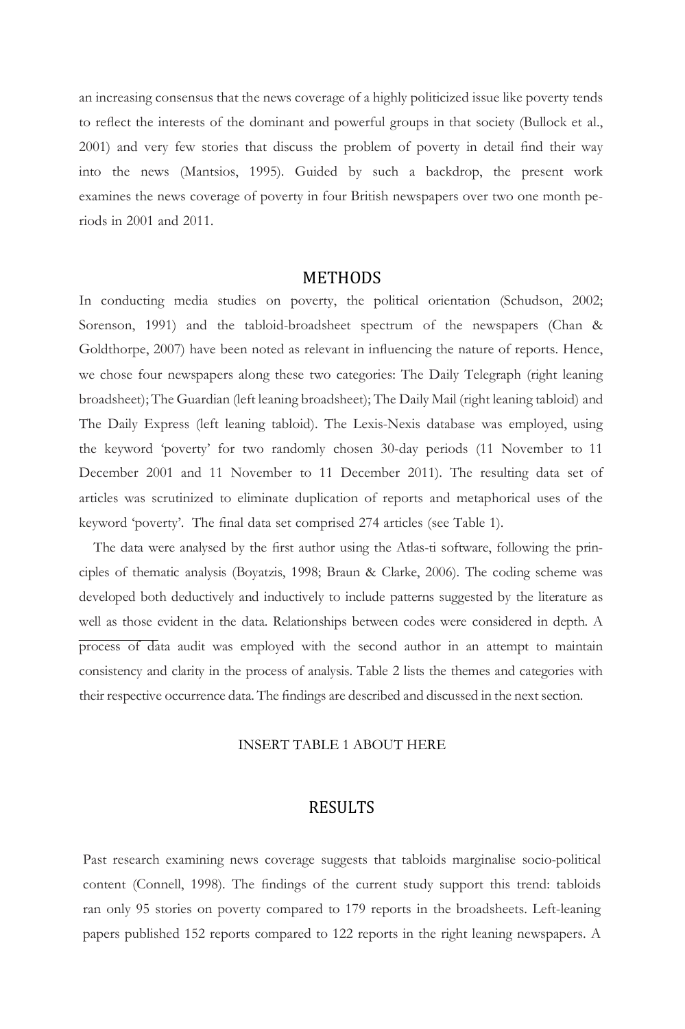an increasing consensus that the news coverage of a highly politicized issue like poverty tends to reflect the interests of the dominant and powerful groups in that society (Bullock et al., 2001) and very few stories that discuss the problem of poverty in detail find their way into the news (Mantsios, 1995). Guided by such a backdrop, the present work examines the news coverage of poverty in four British newspapers over two one month periods in 2001 and 2011.

## METHODS

In conducting media studies on poverty, the political orientation (Schudson, 2002; Sorenson, 1991) and the tabloid-broadsheet spectrum of the newspapers (Chan & Goldthorpe, 2007) have been noted as relevant in influencing the nature of reports. Hence, we chose four newspapers along these two categories: The Daily Telegraph (right leaning broadsheet); The Guardian (left leaning broadsheet); The Daily Mail (right leaning tabloid) and The Daily Express (left leaning tabloid). The Lexis-Nexis database was employed, using the keyword 'poverty' for two randomly chosen 30-day periods (11 November to 11 December 2001 and 11 November to 11 December 2011). The resulting data set of articles was scrutinized to eliminate duplication of reports and metaphorical uses of the keyword 'poverty'. The final data set comprised 274 articles (see Table 1).

The data were analysed by the first author using the Atlas-ti software, following the principles of thematic analysis (Boyatzis, 1998; Braun & Clarke, 2006). The coding scheme was developed both deductively and inductively to include patterns suggested by the literature as well as those evident in the data. Relationships between codes were considered in depth. A process of data audit was employed with the second author in an attempt to maintain consistency and clarity in the process of analysis. Table 2 lists the themes and categories with their respective occurrence data. The findings are described and discussed in the next section.

INSERT TABLE 1 ABOUT HERE

## RESULTS

Past research examining news coverage suggests that tabloids marginalise socio-political content (Connell, 1998). The findings of the current study support this trend: tabloids ran only 95 stories on poverty compared to 179 reports in the broadsheets. Left-leaning papers published 152 reports compared to 122 reports in the right leaning newspapers. A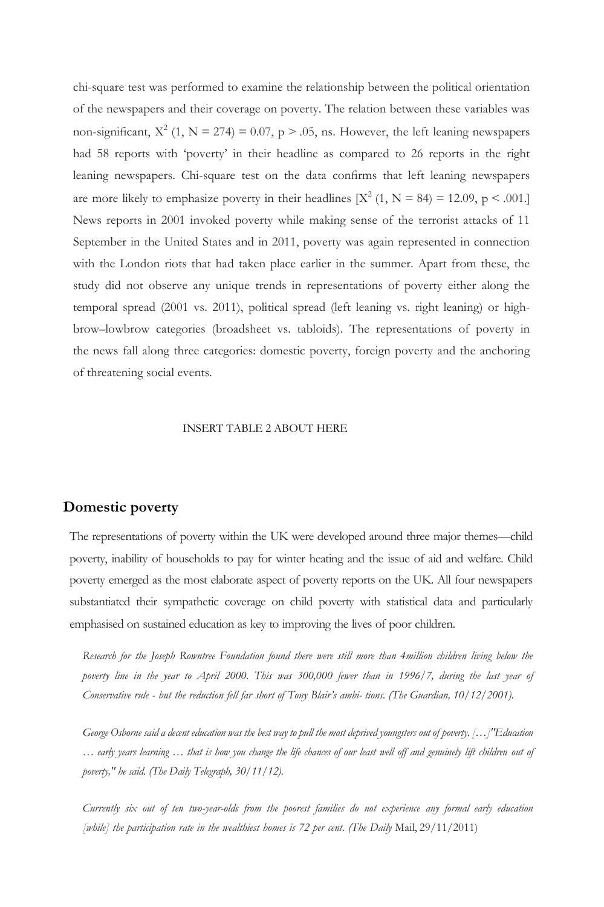chi-square test was performed to examine the relationship between the political orientation of the newspapers and their coverage on poverty. The relation between these variables was non-significant, $X^2$ (1, N = 274) = 0.07, $p > .05$, ns. However, the left leaning newspapers had 58 reports with 'poverty' in their headline as compared to 26 reports in the right leaning newspapers. Chi-square test on the data confirms that left leaning newspapers are more likely to emphasize poverty in their headlines [$X^2$ (1, N = 84) = 12.09, $p < .001$.] News reports in 2001 invoked poverty while making sense of the terrorist attacks of 11 September in the United States and in 2011, poverty was again represented in connection with the London riots that had taken place earlier in the summer. Apart from these, the study did not observe any unique trends in representations of poverty either along the temporal spread (2001 vs. 2011), political spread (left leaning vs. right leaning) or high-brow–lowbrow categories (broadsheet vs. tabloids). The representations of poverty in the news fall along three categories: domestic poverty, foreign poverty and the anchoring of threatening social events.

INSERT TABLE 2 ABOUT HERE

## Domestic poverty

The representations of poverty within the UK were developed around three major themes—child poverty, inability of households to pay for winter heating and the issue of aid and welfare. Child poverty emerged as the most elaborate aspect of poverty reports on the UK. All four newspapers substantiated their sympathetic coverage on child poverty with statistical data and particularly emphasised on sustained education as key to improving the lives of poor children.

*Research for the Joseph Rowntree Foundation found there were still more than 4million children living below the poverty line in the year to April 2000. This was 300,000 fewer than in 1996/7, during the last year of Conservative rule - but the reduction fell far short of Tony Blair's ambi- tions. (The Guardian, 10/12/2001).*

*George Osborne said a decent education was the best way to pull the most deprived youngsters out of poverty. […]"Education … early years learning … that is how you change the life chances of our least well off and genuinely lift children out of poverty," he said. (The Daily Telegraph, 30/11/12).*

*Currently six out of ten two-year-olds from the poorest families do not experience any formal early education [while] the participation rate in the wealthiest homes is 72 per cent. (The Daily* Mail, 29/11/2011)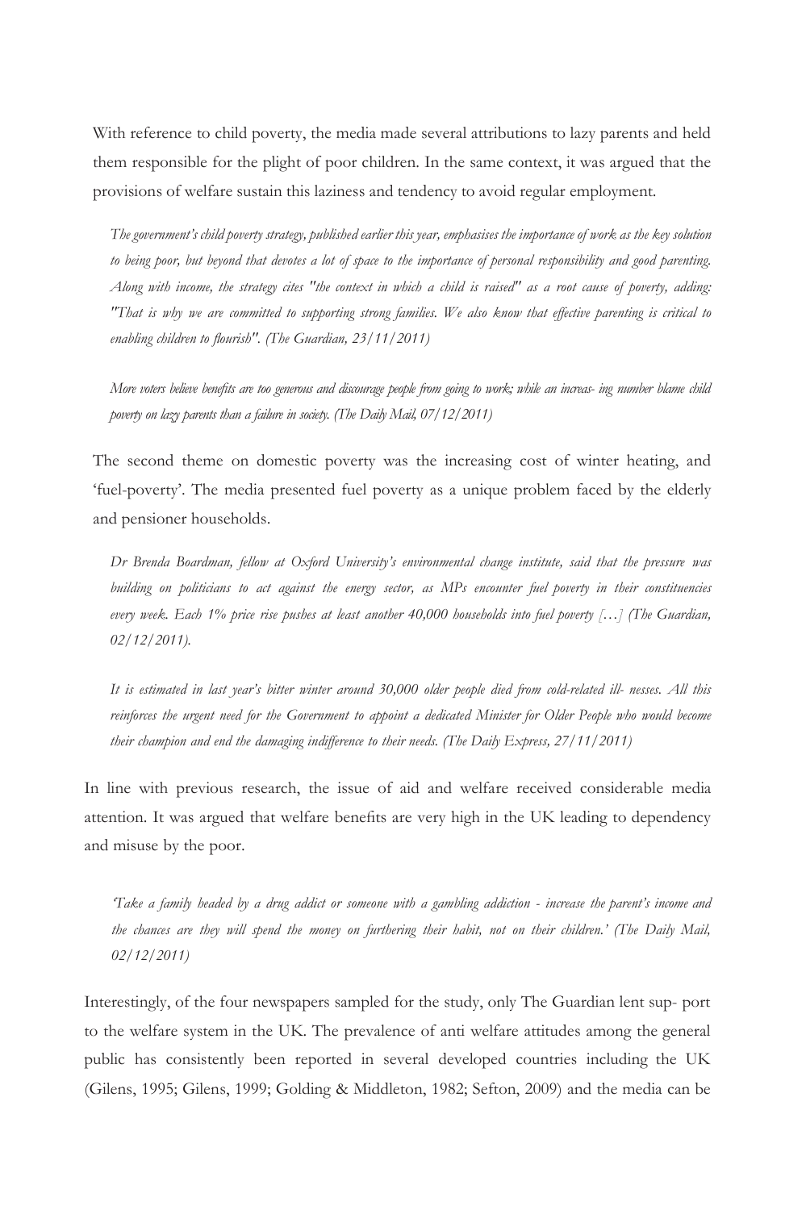With reference to child poverty, the media made several attributions to lazy parents and held them responsible for the plight of poor children. In the same context, it was argued that the provisions of welfare sustain this laziness and tendency to avoid regular employment.

> *The government's child poverty strategy, published earlier this year, emphasises the importance of work as the key solution to being poor, but beyond that devotes a lot of space to the importance of personal responsibility and good parenting. Along with income, the strategy cites "the context in which a child is raised" as a root cause of poverty, adding: "That is why we are committed to supporting strong families. We also know that effective parenting is critical to enabling children to flourish". (The Guardian, 23/11/2011)*

> *More voters believe benefits are too generous and discourage people from going to work; while an increas- ing number blame child poverty on lazy parents than a failure in society. (The Daily Mail, 07/12/2011)*

The second theme on domestic poverty was the increasing cost of winter heating, and 'fuel-poverty'. The media presented fuel poverty as a unique problem faced by the elderly and pensioner households.

> *Dr Brenda Boardman, fellow at Oxford University's environmental change institute, said that the pressure was building on politicians to act against the energy sector, as MPs encounter fuel poverty in their constituencies every week. Each 1% price rise pushes at least another 40,000 households into fuel poverty […] (The Guardian, 02/12/2011).*

> *It is estimated in last year's bitter winter around 30,000 older people died from cold-related ill- nesses. All this reinforces the urgent need for the Government to appoint a dedicated Minister for Older People who would become their champion and end the damaging indifference to their needs. (The Daily Express, 27/11/2011)*

In line with previous research, the issue of aid and welfare received considerable media attention. It was argued that welfare benefits are very high in the UK leading to dependency and misuse by the poor.

> *'Take a family headed by a drug addict or someone with a gambling addiction - increase the parent's income and the chances are they will spend the money on furthering their habit, not on their children.' (The Daily Mail, 02/12/2011)*

Interestingly, of the four newspapers sampled for the study, only The Guardian lent sup- port to the welfare system in the UK. The prevalence of anti welfare attitudes among the general public has consistently been reported in several developed countries including the UK (Gilens, 1995; Gilens, 1999; Golding & Middleton, 1982; Sefton, 2009) and the media can be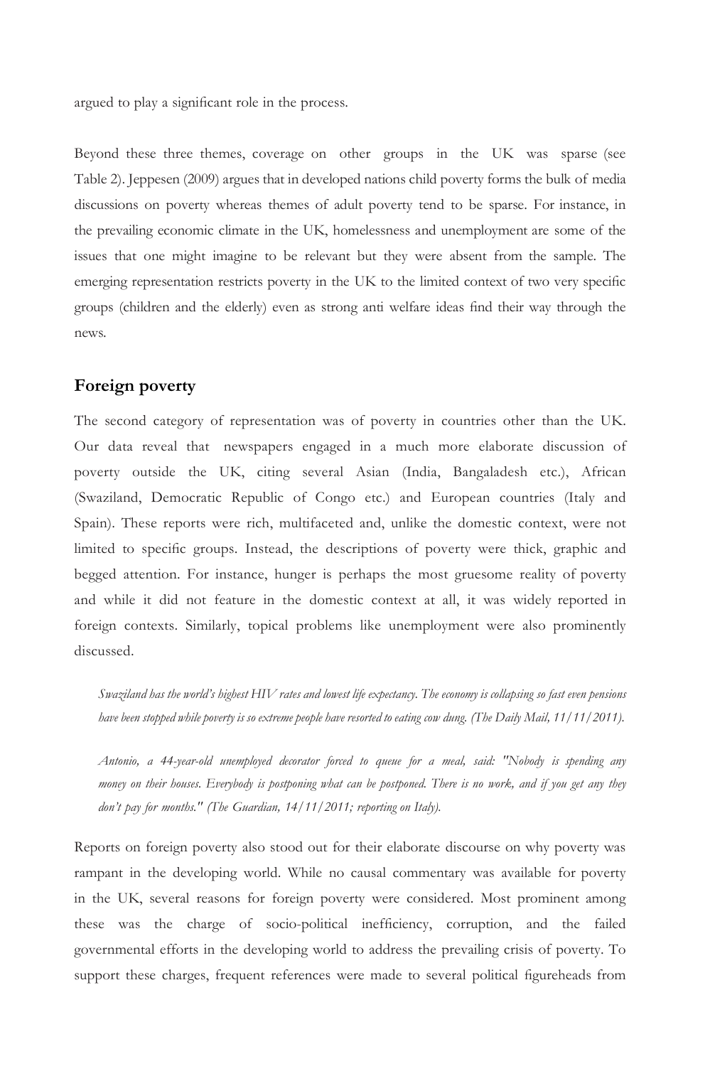argued to play a significant role in the process.

Beyond these three themes, coverage on other groups in the UK was sparse (see Table 2). Jeppesen (2009) argues that in developed nations child poverty forms the bulk of media discussions on poverty whereas themes of adult poverty tend to be sparse. For instance, in the prevailing economic climate in the UK, homelessness and unemployment are some of the issues that one might imagine to be relevant but they were absent from the sample. The emerging representation restricts poverty in the UK to the limited context of two very specific groups (children and the elderly) even as strong anti welfare ideas find their way through the news.

## Foreign poverty

The second category of representation was of poverty in countries other than the UK. Our data reveal that newspapers engaged in a much more elaborate discussion of poverty outside the UK, citing several Asian (India, Bangaladesh etc.), African (Swaziland, Democratic Republic of Congo etc.) and European countries (Italy and Spain). These reports were rich, multifaceted and, unlike the domestic context, were not limited to specific groups. Instead, the descriptions of poverty were thick, graphic and begged attention. For instance, hunger is perhaps the most gruesome reality of poverty and while it did not feature in the domestic context at all, it was widely reported in foreign contexts. Similarly, topical problems like unemployment were also prominently discussed.

> *Swaziland has the world's highest HIV rates and lowest life expectancy. The economy is collapsing so fast even pensions have been stopped while poverty is so extreme people have resorted to eating cow dung. (The Daily Mail, 11/11/2011).*

> *Antonio, a 44-year-old unemployed decorator forced to queue for a meal, said: "Nobody is spending any money on their houses. Everybody is postponing what can be postponed. There is no work, and if you get any they don't pay for months." (The Guardian, 14/11/2011; reporting on Italy).*

Reports on foreign poverty also stood out for their elaborate discourse on why poverty was rampant in the developing world. While no causal commentary was available for poverty in the UK, several reasons for foreign poverty were considered. Most prominent among these was the charge of socio-political inefficiency, corruption, and the failed governmental efforts in the developing world to address the prevailing crisis of poverty. To support these charges, frequent references were made to several political figureheads from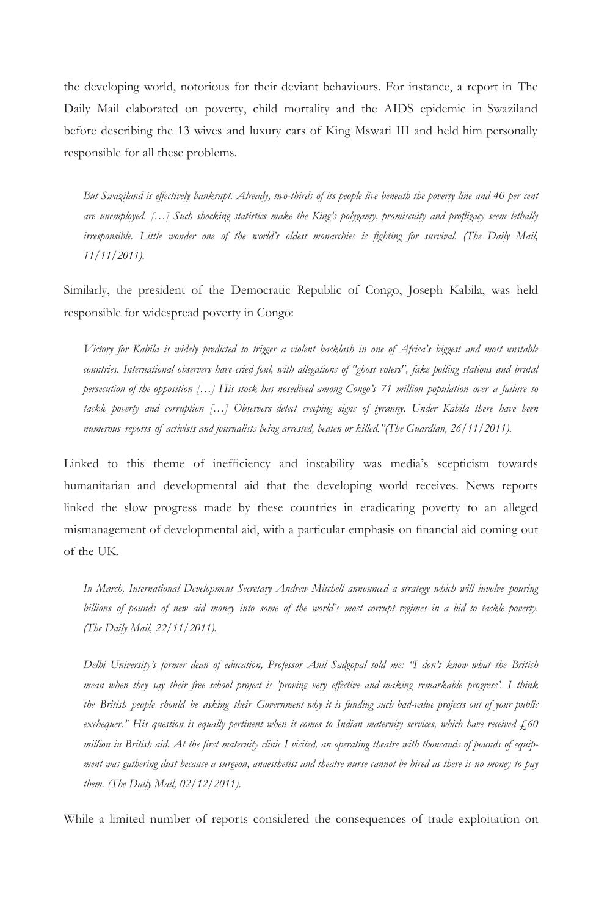the developing world, notorious for their deviant behaviours. For instance, a report in The Daily Mail elaborated on poverty, child mortality and the AIDS epidemic in Swaziland before describing the 13 wives and luxury cars of King Mswati III and held him personally responsible for all these problems.

> *But Swaziland is effectively bankrupt. Already, two-thirds of its people live beneath the poverty line and 40 per cent are unemployed. […] Such shocking statistics make the King's polygamy, promiscuity and profligacy seem lethally irresponsible. Little wonder one of the world's oldest monarchies is fighting for survival. (The Daily Mail, 11/11/2011).*

Similarly, the president of the Democratic Republic of Congo, Joseph Kabila, was held responsible for widespread poverty in Congo:

> *Victory for Kabila is widely predicted to trigger a violent backlash in one of Africa's biggest and most unstable countries. International observers have cried foul, with allegations of "ghost voters", fake polling stations and brutal persecution of the opposition […] His stock has nosedived among Congo's 71 million population over a failure to tackle poverty and corruption […] Observers detect creeping signs of tyranny. Under Kabila there have been numerous reports of activists and journalists being arrested, beaten or killed."(The Guardian, 26/11/2011).*

Linked to this theme of inefficiency and instability was media's scepticism towards humanitarian and developmental aid that the developing world receives. News reports linked the slow progress made by these countries in eradicating poverty to an alleged mismanagement of developmental aid, with a particular emphasis on financial aid coming out of the UK.

> *In March, International Development Secretary Andrew Mitchell announced a strategy which will involve pouring billions of pounds of new aid money into some of the world's most corrupt regimes in a bid to tackle poverty. (The Daily Mail, 22/11/2011).*

> *Delhi University's former dean of education, Professor Anil Sadgopal told me: "I don't know what the British mean when they say their free school project is 'proving very effective and making remarkable progress'. I think the British people should be asking their Government why it is funding such bad-value projects out of your public exchequer." His question is equally pertinent when it comes to Indian maternity services, which have received £60 million in British aid. At the first maternity clinic I visited, an operating theatre with thousands of pounds of equipment was gathering dust because a surgeon, anaesthetist and theatre nurse cannot be hired as there is no money to pay them. (The Daily Mail, 02/12/2011).*

While a limited number of reports considered the consequences of trade exploitation on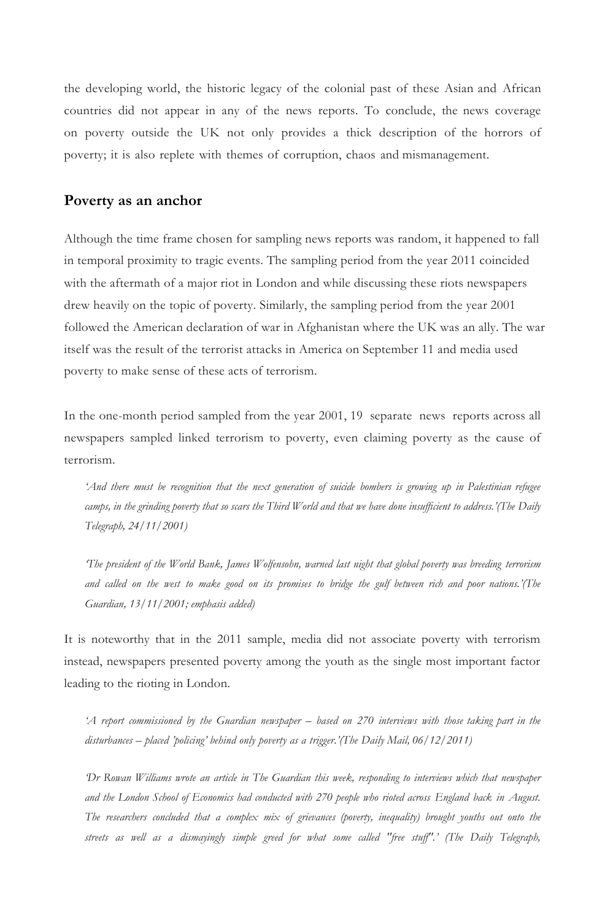the developing world, the historic legacy of the colonial past of these Asian and African countries did not appear in any of the news reports. To conclude, the news coverage on poverty outside the UK not only provides a thick description of the horrors of poverty; it is also replete with themes of corruption, chaos and mismanagement.

## Poverty as an anchor

Although the time frame chosen for sampling news reports was random, it happened to fall in temporal proximity to tragic events. The sampling period from the year 2011 coincided with the aftermath of a major riot in London and while discussing these riots newspapers drew heavily on the topic of poverty. Similarly, the sampling period from the year 2001 followed the American declaration of war in Afghanistan where the UK was an ally. The war itself was the result of the terrorist attacks in America on September 11 and media used poverty to make sense of these acts of terrorism.

In the one-month period sampled from the year 2001, 19 separate news reports across all newspapers sampled linked terrorism to poverty, even claiming poverty as the cause of terrorism.

> *'And there must be recognition that the next generation of suicide bombers is growing up in Palestinian refugee camps, in the grinding poverty that so scars the Third World and that we have done insufficient to address.'(The Daily Telegraph, 24/11/2001)*

> *'The president of the World Bank, James Wolfensohn, warned last night that global poverty was breeding terrorism and called on the west to make good on its promises to bridge the gulf between rich and poor nations.'(The Guardian, 13/11/2001; emphasis added)*

It is noteworthy that in the 2011 sample, media did not associate poverty with terrorism instead, newspapers presented poverty among the youth as the single most important factor leading to the rioting in London.

> *'A report commissioned by the Guardian newspaper – based on 270 interviews with those taking part in the disturbances – placed 'policing' behind only poverty as a trigger.'(The Daily Mail, 06/12/2011)*

> *'Dr Rowan Williams wrote an article in The Guardian this week, responding to interviews which that newspaper and the London School of Economics had conducted with 270 people who rioted across England back in August. The researchers concluded that a complex mix of grievances (poverty, inequality) brought youths out onto the streets as well as a dismayingly simple greed for what some called "free stuff".' (The Daily Telegraph,*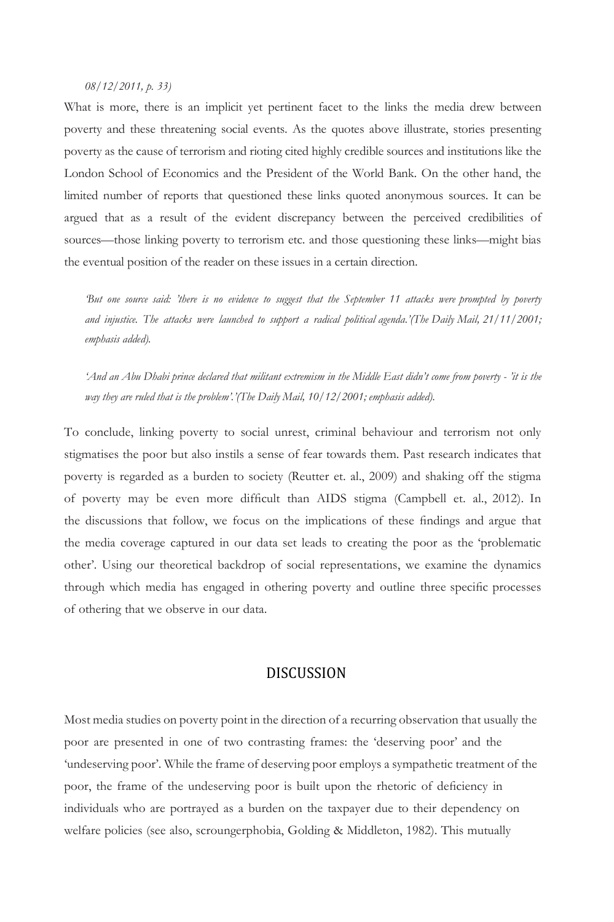*08/12/2011, p. 33)*

What is more, there is an implicit yet pertinent facet to the links the media drew between poverty and these threatening social events. As the quotes above illustrate, stories presenting poverty as the cause of terrorism and rioting cited highly credible sources and institutions like the London School of Economics and the President of the World Bank. On the other hand, the limited number of reports that questioned these links quoted anonymous sources. It can be argued that as a result of the evident discrepancy between the perceived credibilities of sources—those linking poverty to terrorism etc. and those questioning these links—might bias the eventual position of the reader on these issues in a certain direction.

> *'But one source said: 'there is no evidence to suggest that the September 11 attacks were prompted by poverty and injustice. The attacks were launched to support a radical political agenda.'(The Daily Mail, 21/11/2001; emphasis added).*

> *'And an Abu Dhabi prince declared that militant extremism in the Middle East didn't come from poverty - 'it is the way they are ruled that is the problem'.'(The Daily Mail, 10/12/2001; emphasis added).*

To conclude, linking poverty to social unrest, criminal behaviour and terrorism not only stigmatises the poor but also instils a sense of fear towards them. Past research indicates that poverty is regarded as a burden to society (Reutter et. al., 2009) and shaking off the stigma of poverty may be even more difficult than AIDS stigma (Campbell et. al., 2012). In the discussions that follow, we focus on the implications of these findings and argue that the media coverage captured in our data set leads to creating the poor as the 'problematic other'. Using our theoretical backdrop of social representations, we examine the dynamics through which media has engaged in othering poverty and outline three specific processes of othering that we observe in our data.

## DISCUSSION

Most media studies on poverty point in the direction of a recurring observation that usually the poor are presented in one of two contrasting frames: the 'deserving poor' and the 'undeserving poor'. While the frame of deserving poor employs a sympathetic treatment of the poor, the frame of the undeserving poor is built upon the rhetoric of deficiency in individuals who are portrayed as a burden on the taxpayer due to their dependency on welfare policies (see also, scroungerphobia, Golding & Middleton, 1982). This mutually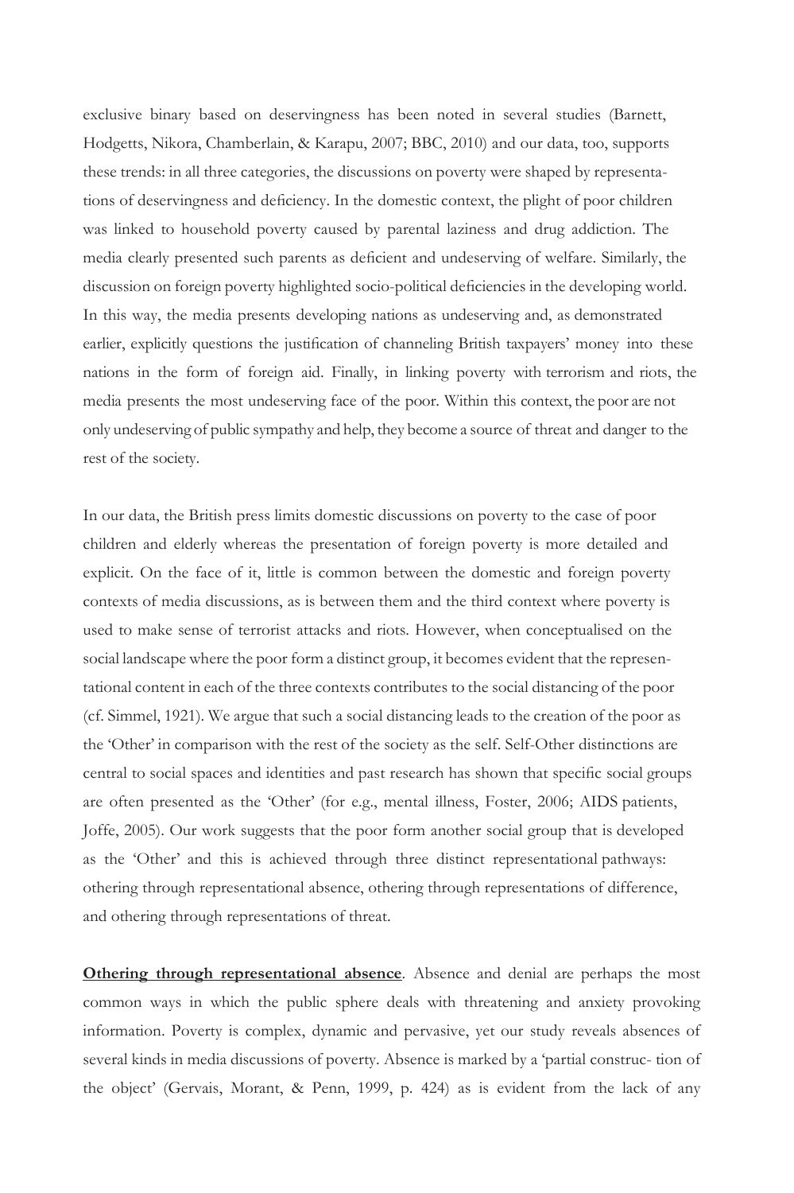exclusive binary based on deservingness has been noted in several studies (Barnett, Hodgetts, Nikora, Chamberlain, & Karapu, 2007; BBC, 2010) and our data, too, supports these trends: in all three categories, the discussions on poverty were shaped by representations of deservingness and deficiency. In the domestic context, the plight of poor children was linked to household poverty caused by parental laziness and drug addiction. The media clearly presented such parents as deficient and undeserving of welfare. Similarly, the discussion on foreign poverty highlighted socio-political deficiencies in the developing world. In this way, the media presents developing nations as undeserving and, as demonstrated earlier, explicitly questions the justification of channeling British taxpayers' money into these nations in the form of foreign aid. Finally, in linking poverty with terrorism and riots, the media presents the most undeserving face of the poor. Within this context, the poor are not only undeserving of public sympathy and help, they become a source of threat and danger to the rest of the society.

In our data, the British press limits domestic discussions on poverty to the case of poor children and elderly whereas the presentation of foreign poverty is more detailed and explicit. On the face of it, little is common between the domestic and foreign poverty contexts of media discussions, as is between them and the third context where poverty is used to make sense of terrorist attacks and riots. However, when conceptualised on the social landscape where the poor form a distinct group, it becomes evident that the representational content in each of the three contexts contributes to the social distancing of the poor (cf. Simmel, 1921). We argue that such a social distancing leads to the creation of the poor as the 'Other' in comparison with the rest of the society as the self. Self-Other distinctions are central to social spaces and identities and past research has shown that specific social groups are often presented as the 'Other' (for e.g., mental illness, Foster, 2006; AIDS patients, Joffe, 2005). Our work suggests that the poor form another social group that is developed as the 'Other' and this is achieved through three distinct representational pathways: othering through representational absence, othering through representations of difference, and othering through representations of threat.

**Othering through representational absence**. Absence and denial are perhaps the most common ways in which the public sphere deals with threatening and anxiety provoking information. Poverty is complex, dynamic and pervasive, yet our study reveals absences of several kinds in media discussions of poverty. Absence is marked by a 'partial construction of the object' (Gervais, Morant, & Penn, 1999, p. 424) as is evident from the lack of any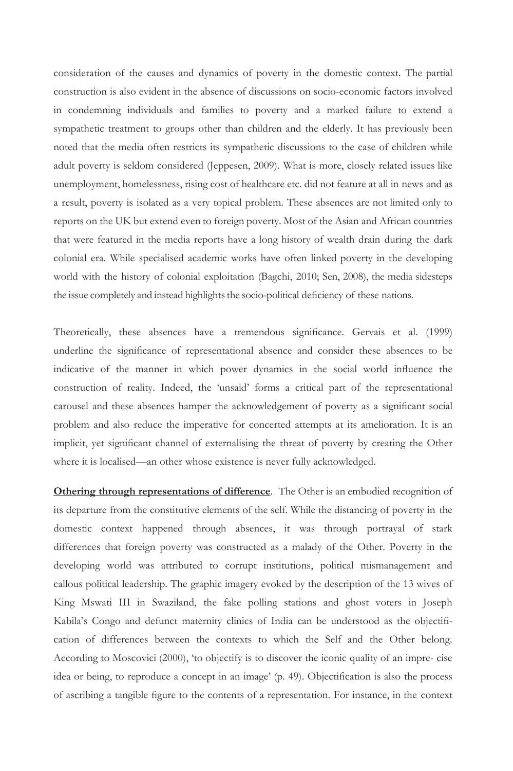consideration of the causes and dynamics of poverty in the domestic context. The partial construction is also evident in the absence of discussions on socio-economic factors involved in condemning individuals and families to poverty and a marked failure to extend a sympathetic treatment to groups other than children and the elderly. It has previously been noted that the media often restricts its sympathetic discussions to the case of children while adult poverty is seldom considered (Jeppesen, 2009). What is more, closely related issues like unemployment, homelessness, rising cost of healthcare etc. did not feature at all in news and as a result, poverty is isolated as a very topical problem. These absences are not limited only to reports on the UK but extend even to foreign poverty. Most of the Asian and African countries that were featured in the media reports have a long history of wealth drain during the dark colonial era. While specialised academic works have often linked poverty in the developing world with the history of colonial exploitation (Bagchi, 2010; Sen, 2008), the media sidesteps the issue completely and instead highlights the socio-political deficiency of these nations.

Theoretically, these absences have a tremendous significance. Gervais et al. (1999) underline the significance of representational absence and consider these absences to be indicative of the manner in which power dynamics in the social world influence the construction of reality. Indeed, the 'unsaid' forms a critical part of the representational carousel and these absences hamper the acknowledgement of poverty as a significant social problem and also reduce the imperative for concerted attempts at its amelioration. It is an implicit, yet significant channel of externalising the threat of poverty by creating the Other where it is localised—an other whose existence is never fully acknowledged.

**Othering through representations of difference**. The Other is an embodied recognition of its departure from the constitutive elements of the self. While the distancing of poverty in the domestic context happened through absences, it was through portrayal of stark differences that foreign poverty was constructed as a malady of the Other. Poverty in the developing world was attributed to corrupt institutions, political mismanagement and callous political leadership. The graphic imagery evoked by the description of the 13 wives of King Mswati III in Swaziland, the fake polling stations and ghost voters in Joseph Kabila's Congo and defunct maternity clinics of India can be understood as the objectification of differences between the contexts to which the Self and the Other belong. According to Moscovici (2000), 'to objectify is to discover the iconic quality of an impre- cise idea or being, to reproduce a concept in an image' (p. 49). Objectification is also the process of ascribing a tangible figure to the contents of a representation. For instance, in the context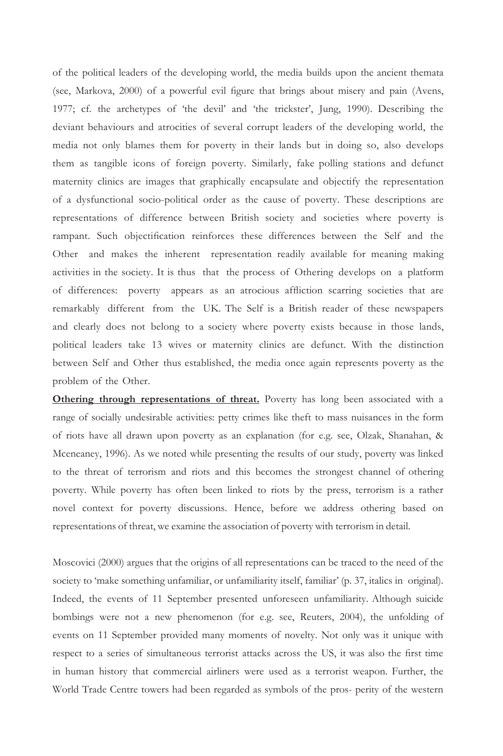of the political leaders of the developing world, the media builds upon the ancient themata (see, Markova, 2000) of a powerful evil figure that brings about misery and pain (Avens, 1977; cf. the archetypes of 'the devil' and 'the trickster', Jung, 1990). Describing the deviant behaviours and atrocities of several corrupt leaders of the developing world, the media not only blames them for poverty in their lands but in doing so, also develops them as tangible icons of foreign poverty. Similarly, fake polling stations and defunct maternity clinics are images that graphically encapsulate and objectify the representation of a dysfunctional socio-political order as the cause of poverty. These descriptions are representations of difference between British society and societies where poverty is rampant. Such objectification reinforces these differences between the Self and the Other and makes the inherent representation readily available for meaning making activities in the society. It is thus that the process of Othering develops on a platform of differences: poverty appears as an atrocious affliction scarring societies that are remarkably different from the UK. The Self is a British reader of these newspapers and clearly does not belong to a society where poverty exists because in those lands, political leaders take 13 wives or maternity clinics are defunct. With the distinction between Self and Other thus established, the media once again represents poverty as the problem of the Other.

**Othering through representations of threat.** Poverty has long been associated with a range of socially undesirable activities: petty crimes like theft to mass nuisances in the form of riots have all drawn upon poverty as an explanation (for e.g. see, Olzak, Shanahan, & Mceneaney, 1996). As we noted while presenting the results of our study, poverty was linked to the threat of terrorism and riots and this becomes the strongest channel of othering poverty. While poverty has often been linked to riots by the press, terrorism is a rather novel context for poverty discussions. Hence, before we address othering based on representations of threat, we examine the association of poverty with terrorism in detail.

Moscovici (2000) argues that the origins of all representations can be traced to the need of the society to 'make something unfamiliar, or unfamiliarity itself, familiar' (p. 37, italics in original). Indeed, the events of 11 September presented unforeseen unfamiliarity. Although suicide bombings were not a new phenomenon (for e.g. see, Reuters, 2004), the unfolding of events on 11 September provided many moments of novelty. Not only was it unique with respect to a series of simultaneous terrorist attacks across the US, it was also the first time in human history that commercial airliners were used as a terrorist weapon. Further, the World Trade Centre towers had been regarded as symbols of the pros- perity of the western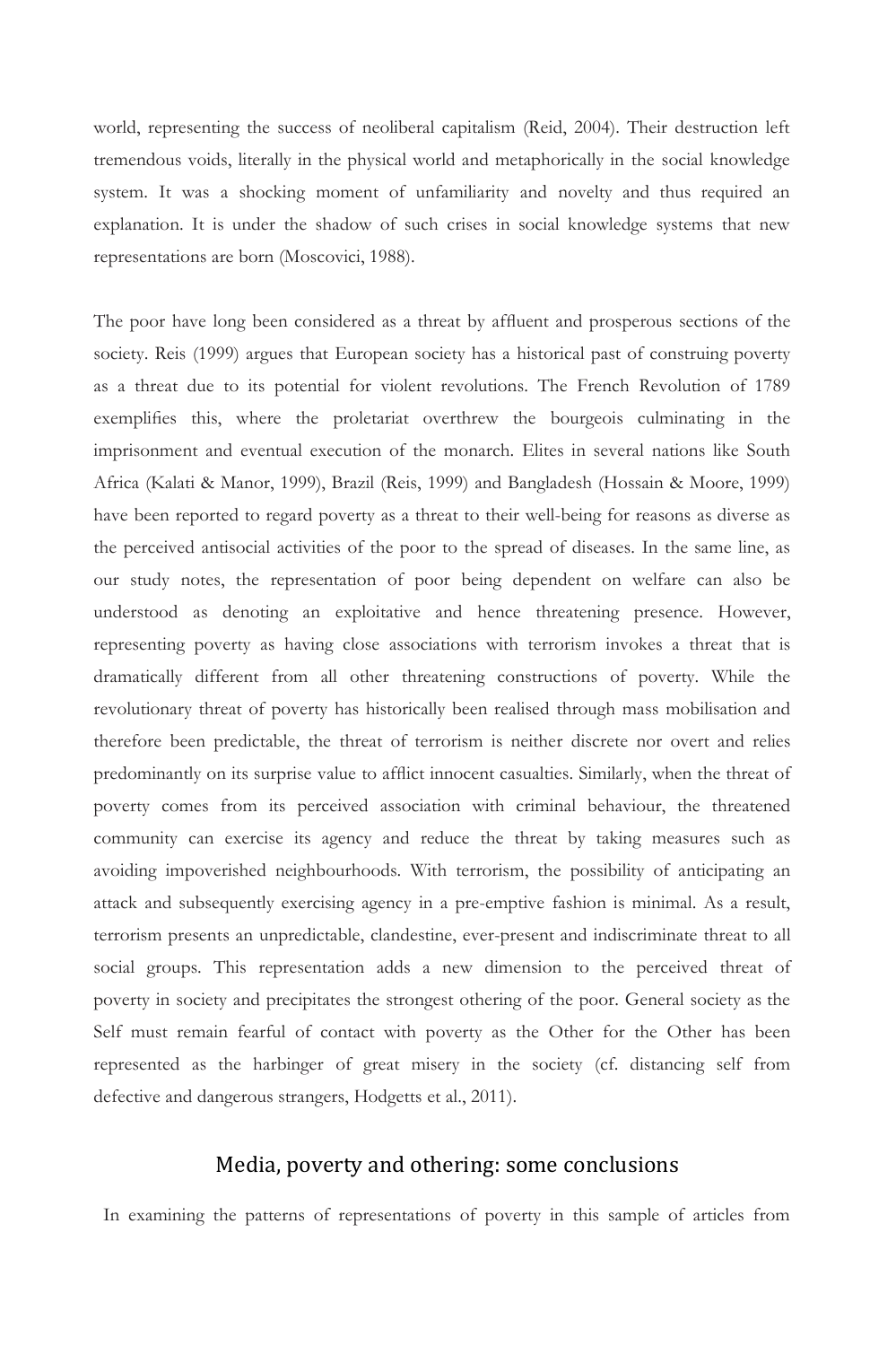world, representing the success of neoliberal capitalism (Reid, 2004). Their destruction left tremendous voids, literally in the physical world and metaphorically in the social knowledge system. It was a shocking moment of unfamiliarity and novelty and thus required an explanation. It is under the shadow of such crises in social knowledge systems that new representations are born (Moscovici, 1988).

The poor have long been considered as a threat by affluent and prosperous sections of the society. Reis (1999) argues that European society has a historical past of construing poverty as a threat due to its potential for violent revolutions. The French Revolution of 1789 exemplifies this, where the proletariat overthrew the bourgeois culminating in the imprisonment and eventual execution of the monarch. Elites in several nations like South Africa (Kalati & Manor, 1999), Brazil (Reis, 1999) and Bangladesh (Hossain & Moore, 1999) have been reported to regard poverty as a threat to their well-being for reasons as diverse as the perceived antisocial activities of the poor to the spread of diseases. In the same line, as our study notes, the representation of poor being dependent on welfare can also be understood as denoting an exploitative and hence threatening presence. However, representing poverty as having close associations with terrorism invokes a threat that is dramatically different from all other threatening constructions of poverty. While the revolutionary threat of poverty has historically been realised through mass mobilisation and therefore been predictable, the threat of terrorism is neither discrete nor overt and relies predominantly on its surprise value to afflict innocent casualties. Similarly, when the threat of poverty comes from its perceived association with criminal behaviour, the threatened community can exercise its agency and reduce the threat by taking measures such as avoiding impoverished neighbourhoods. With terrorism, the possibility of anticipating an attack and subsequently exercising agency in a pre-emptive fashion is minimal. As a result, terrorism presents an unpredictable, clandestine, ever-present and indiscriminate threat to all social groups. This representation adds a new dimension to the perceived threat of poverty in society and precipitates the strongest othering of the poor. General society as the Self must remain fearful of contact with poverty as the Other for the Other has been represented as the harbinger of great misery in the society (cf. distancing self from defective and dangerous strangers, Hodgetts et al., 2011).

## Media, poverty and othering: some conclusions

In examining the patterns of representations of poverty in this sample of articles from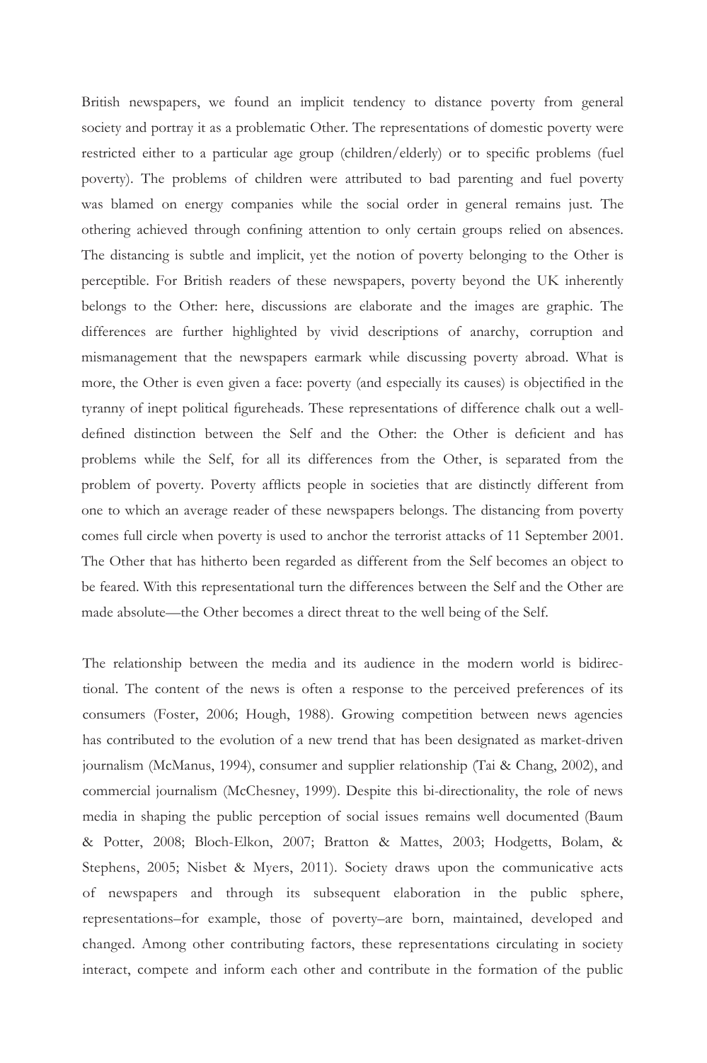British newspapers, we found an implicit tendency to distance poverty from general society and portray it as a problematic Other. The representations of domestic poverty were restricted either to a particular age group (children/elderly) or to specific problems (fuel poverty). The problems of children were attributed to bad parenting and fuel poverty was blamed on energy companies while the social order in general remains just. The othering achieved through confining attention to only certain groups relied on absences. The distancing is subtle and implicit, yet the notion of poverty belonging to the Other is perceptible. For British readers of these newspapers, poverty beyond the UK inherently belongs to the Other: here, discussions are elaborate and the images are graphic. The differences are further highlighted by vivid descriptions of anarchy, corruption and mismanagement that the newspapers earmark while discussing poverty abroad. What is more, the Other is even given a face: poverty (and especially its causes) is objectified in the tyranny of inept political figureheads. These representations of difference chalk out a well-defined distinction between the Self and the Other: the Other is deficient and has problems while the Self, for all its differences from the Other, is separated from the problem of poverty. Poverty afflicts people in societies that are distinctly different from one to which an average reader of these newspapers belongs. The distancing from poverty comes full circle when poverty is used to anchor the terrorist attacks of 11 September 2001. The Other that has hitherto been regarded as different from the Self becomes an object to be feared. With this representational turn the differences between the Self and the Other are made absolute—the Other becomes a direct threat to the well being of the Self.

The relationship between the media and its audience in the modern world is bidirectional. The content of the news is often a response to the perceived preferences of its consumers (Foster, 2006; Hough, 1988). Growing competition between news agencies has contributed to the evolution of a new trend that has been designated as market-driven journalism (McManus, 1994), consumer and supplier relationship (Tai & Chang, 2002), and commercial journalism (McChesney, 1999). Despite this bi-directionality, the role of news media in shaping the public perception of social issues remains well documented (Baum & Potter, 2008; Bloch-Elkon, 2007; Bratton & Mattes, 2003; Hodgetts, Bolam, & Stephens, 2005; Nisbet & Myers, 2011). Society draws upon the communicative acts of newspapers and through its subsequent elaboration in the public sphere, representations–for example, those of poverty–are born, maintained, developed and changed. Among other contributing factors, these representations circulating in society interact, compete and inform each other and contribute in the formation of the public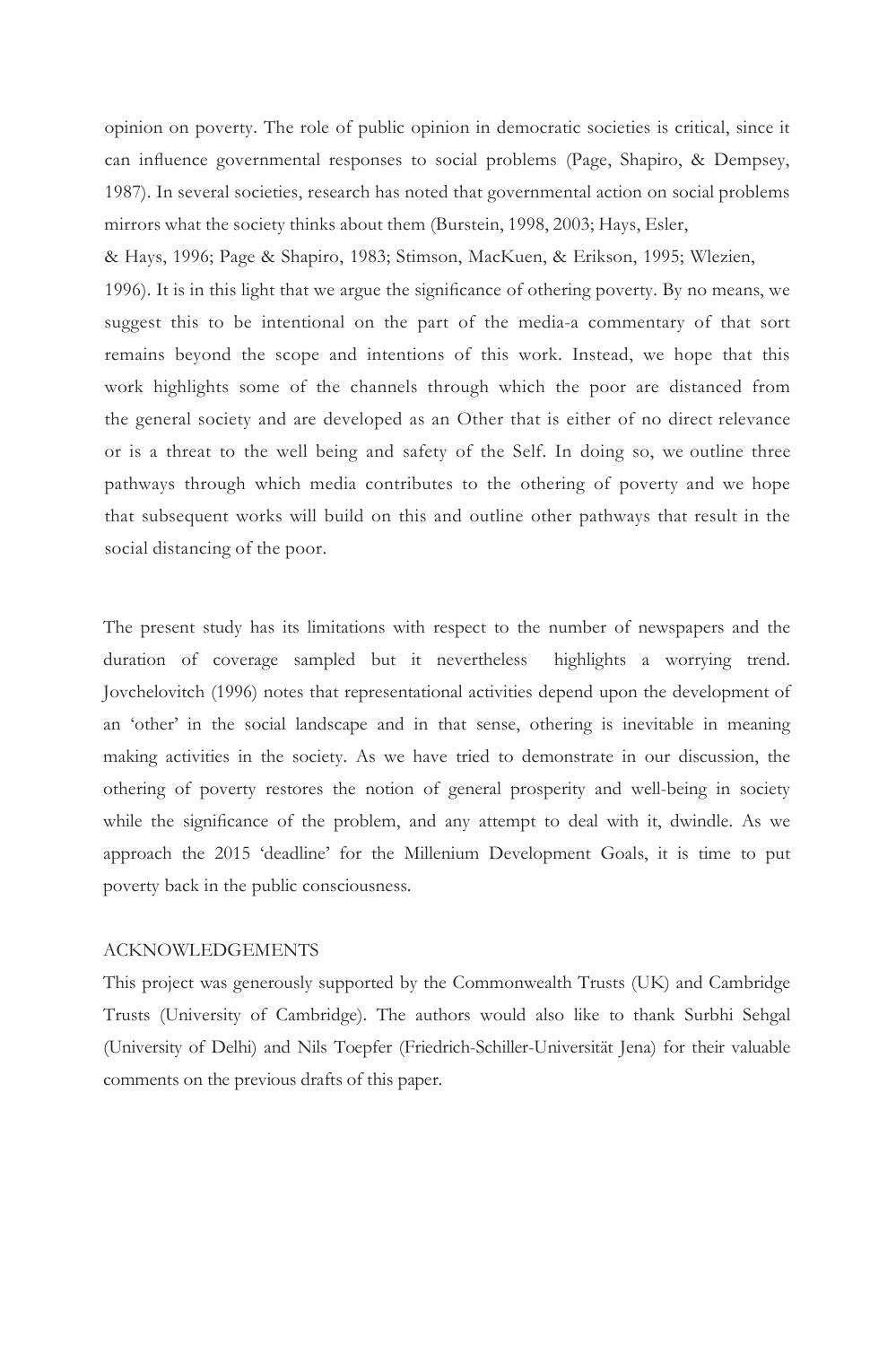opinion on poverty. The role of public opinion in democratic societies is critical, since it can influence governmental responses to social problems (Page, Shapiro, & Dempsey, 1987). In several societies, research has noted that governmental action on social problems mirrors what the society thinks about them (Burstein, 1998, 2003; Hays, Esler, & Hays, 1996; Page & Shapiro, 1983; Stimson, MacKuen, & Erikson, 1995; Wlezien, 1996). It is in this light that we argue the significance of othering poverty. By no means, we suggest this to be intentional on the part of the media-a commentary of that sort remains beyond the scope and intentions of this work. Instead, we hope that this work highlights some of the channels through which the poor are distanced from the general society and are developed as an Other that is either of no direct relevance or is a threat to the well being and safety of the Self. In doing so, we outline three pathways through which media contributes to the othering of poverty and we hope that subsequent works will build on this and outline other pathways that result in the social distancing of the poor.

The present study has its limitations with respect to the number of newspapers and the duration of coverage sampled but it nevertheless highlights a worrying trend. Jovchelovitch (1996) notes that representational activities depend upon the development of an 'other' in the social landscape and in that sense, othering is inevitable in meaning making activities in the society. As we have tried to demonstrate in our discussion, the othering of poverty restores the notion of general prosperity and well-being in society while the significance of the problem, and any attempt to deal with it, dwindle. As we approach the 2015 'deadline' for the Millenium Development Goals, it is time to put poverty back in the public consciousness.

## ACKNOWLEDGEMENTS

This project was generously supported by the Commonwealth Trusts (UK) and Cambridge Trusts (University of Cambridge). The authors would also like to thank Surbhi Sehgal (University of Delhi) and Nils Toepfer (Friedrich-Schiller-Universität Jena) for their valuable comments on the previous drafts of this paper.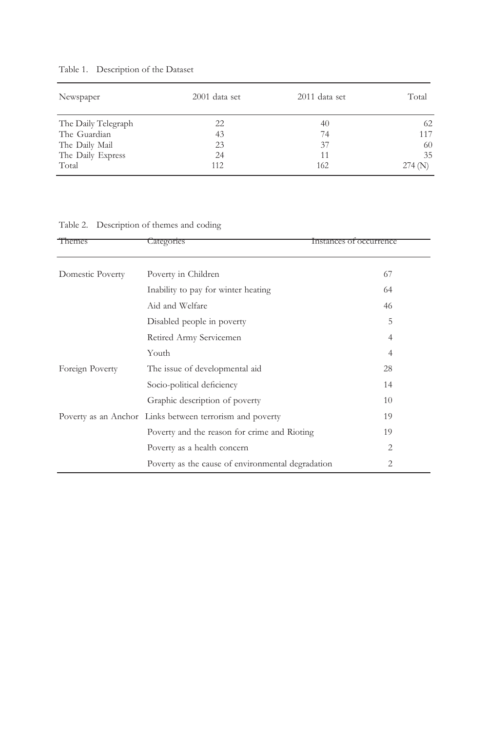Table 1. Description of the Dataset

| Newspaper | 2001 data set | 2011 data set | Total |
|---|---|---|---|
| The Daily Telegraph | 22 | 40 | 62 |
| The Guardian | 43 | 74 | 117 |
| The Daily Mail | 23 | 37 | 60 |
| The Daily Express | 24 | 11 | 35 |
| Total | 112 | 162 | 274 (N) |

Table 2. Description of themes and coding

| Themes | Categories | Instances of occurrence |
|---|---|---|
| Domestic Poverty | Poverty in Children | 67 |
| | Inability to pay for winter heating | 64 |
| | Aid and Welfare | 46 |
| | Disabled people in poverty | 5 |
| | Retired Army Servicemen | 4 |
| | Youth | 4 |
| Foreign Poverty | The issue of developmental aid | 28 |
| | Socio-political deficiency | 14 |
| | Graphic description of poverty | 10 |
| Poverty as an Anchor | Links between terrorism and poverty | 19 |
| | Poverty and the reason for crime and Rioting | 19 |
| | Poverty as a health concern | 2 |
| | Poverty as the cause of environmental degradation | 2 |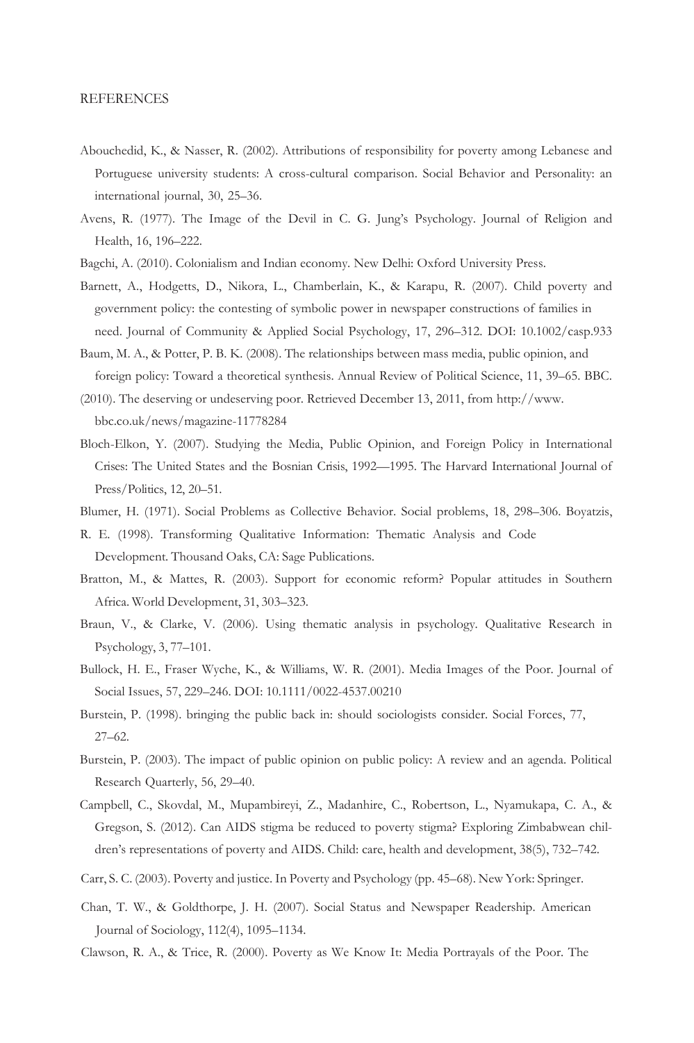REFERENCES

Abouchedid, K., & Nasser, R. (2002). Attributions of responsibility for poverty among Lebanese and Portuguese university students: A cross-cultural comparison. Social Behavior and Personality: an international journal, 30, 25–36.

Avens, R. (1977). The Image of the Devil in C. G. Jung's Psychology. Journal of Religion and Health, 16, 196–222.

Bagchi, A. (2010). Colonialism and Indian economy. New Delhi: Oxford University Press.

Barnett, A., Hodgetts, D., Nikora, L., Chamberlain, K., & Karapu, R. (2007). Child poverty and government policy: the contesting of symbolic power in newspaper constructions of families in need. Journal of Community & Applied Social Psychology, 17, 296–312. DOI: 10.1002/casp.933

Baum, M. A., & Potter, P. B. K. (2008). The relationships between mass media, public opinion, and foreign policy: Toward a theoretical synthesis. Annual Review of Political Science, 11, 39–65. BBC.

(2010). The deserving or undeserving poor. Retrieved December 13, 2011, from http://www.bbc.co.uk/news/magazine-11778284

Bloch-Elkon, Y. (2007). Studying the Media, Public Opinion, and Foreign Policy in International Crises: The United States and the Bosnian Crisis, 1992—1995. The Harvard International Journal of Press/Politics, 12, 20–51.

Blumer, H. (1971). Social Problems as Collective Behavior. Social problems, 18, 298–306. Boyatzis,

R. E. (1998). Transforming Qualitative Information: Thematic Analysis and Code Development. Thousand Oaks, CA: Sage Publications.

Bratton, M., & Mattes, R. (2003). Support for economic reform? Popular attitudes in Southern Africa. World Development, 31, 303–323.

Braun, V., & Clarke, V. (2006). Using thematic analysis in psychology. Qualitative Research in Psychology, 3, 77–101.

Bullock, H. E., Fraser Wyche, K., & Williams, W. R. (2001). Media Images of the Poor. Journal of Social Issues, 57, 229–246. DOI: 10.1111/0022-4537.00210

Burstein, P. (1998). bringing the public back in: should sociologists consider. Social Forces, 77, 27–62.

Burstein, P. (2003). The impact of public opinion on public policy: A review and an agenda. Political Research Quarterly, 56, 29–40.

Campbell, C., Skovdal, M., Mupambireyi, Z., Madanhire, C., Robertson, L., Nyamukapa, C. A., & Gregson, S. (2012). Can AIDS stigma be reduced to poverty stigma? Exploring Zimbabwean children's representations of poverty and AIDS. Child: care, health and development, 38(5), 732–742.

Carr, S. C. (2003). Poverty and justice. In Poverty and Psychology (pp. 45–68). New York: Springer.

Chan, T. W., & Goldthorpe, J. H. (2007). Social Status and Newspaper Readership. American Journal of Sociology, 112(4), 1095–1134.

Clawson, R. A., & Trice, R. (2000). Poverty as We Know It: Media Portrayals of the Poor. The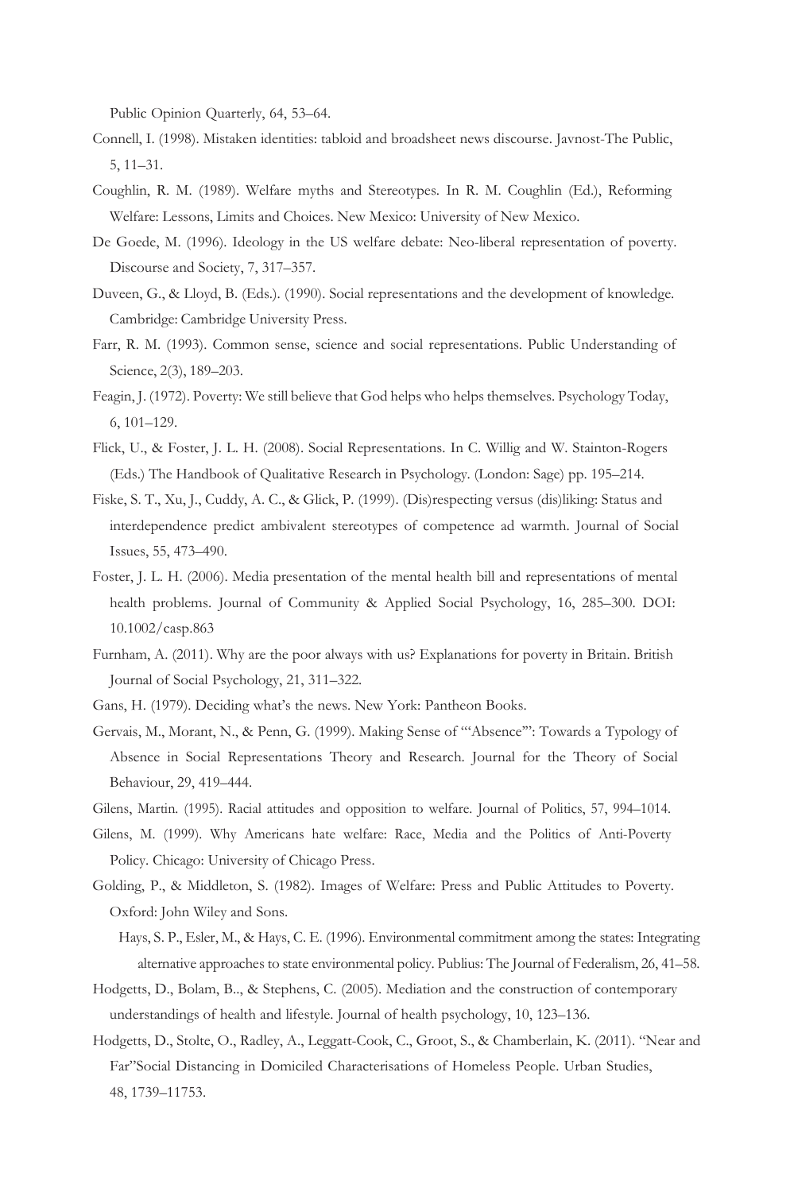Public Opinion Quarterly, 64, 53–64.

Connell, I. (1998). Mistaken identities: tabloid and broadsheet news discourse. Javnost-The Public, 5, 11–31.

Coughlin, R. M. (1989). Welfare myths and Stereotypes. In R. M. Coughlin (Ed.), Reforming Welfare: Lessons, Limits and Choices. New Mexico: University of New Mexico.

De Goede, M. (1996). Ideology in the US welfare debate: Neo-liberal representation of poverty. Discourse and Society, 7, 317–357.

Duveen, G., & Lloyd, B. (Eds.). (1990). Social representations and the development of knowledge. Cambridge: Cambridge University Press.

Farr, R. M. (1993). Common sense, science and social representations. Public Understanding of Science, 2(3), 189–203.

Feagin, J. (1972). Poverty: We still believe that God helps who helps themselves. Psychology Today, 6, 101–129.

Flick, U., & Foster, J. L. H. (2008). Social Representations. In C. Willig and W. Stainton-Rogers (Eds.) The Handbook of Qualitative Research in Psychology. (London: Sage) pp. 195–214.

Fiske, S. T., Xu, J., Cuddy, A. C., & Glick, P. (1999). (Dis)respecting versus (dis)liking: Status and interdependence predict ambivalent stereotypes of competence ad warmth. Journal of Social Issues, 55, 473–490.

Foster, J. L. H. (2006). Media presentation of the mental health bill and representations of mental health problems. Journal of Community & Applied Social Psychology, 16, 285–300. DOI: 10.1002/casp.863

Furnham, A. (2011). Why are the poor always with us? Explanations for poverty in Britain. British Journal of Social Psychology, 21, 311–322.

Gans, H. (1979). Deciding what's the news. New York: Pantheon Books.

Gervais, M., Morant, N., & Penn, G. (1999). Making Sense of '"Absence"': Towards a Typology of Absence in Social Representations Theory and Research. Journal for the Theory of Social Behaviour, 29, 419–444.

Gilens, Martin. (1995). Racial attitudes and opposition to welfare. Journal of Politics, 57, 994–1014.

Gilens, M. (1999). Why Americans hate welfare: Race, Media and the Politics of Anti-Poverty Policy. Chicago: University of Chicago Press.

Golding, P., & Middleton, S. (1982). Images of Welfare: Press and Public Attitudes to Poverty. Oxford: John Wiley and Sons.

Hays, S. P., Esler, M., & Hays, C. E. (1996). Environmental commitment among the states: Integrating alternative approaches to state environmental policy. Publius: The Journal of Federalism, 26, 41–58.

Hodgetts, D., Bolam, B.., & Stephens, C. (2005). Mediation and the construction of contemporary understandings of health and lifestyle. Journal of health psychology, 10, 123–136.

Hodgetts, D., Stolte, O., Radley, A., Leggatt-Cook, C., Groot, S., & Chamberlain, K. (2011). "Near and Far"Social Distancing in Domiciled Characterisations of Homeless People. Urban Studies, 48, 1739–11753.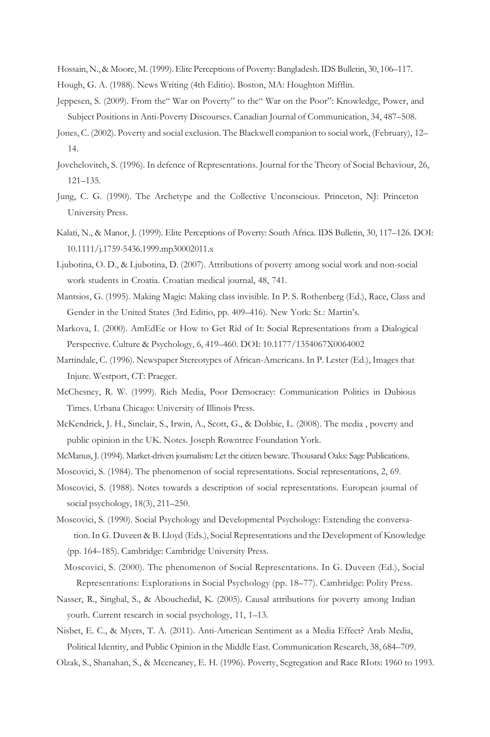Hossain, N., & Moore, M. (1999). Elite Perceptions of Poverty: Bangladesh. IDS Bulletin, 30, 106–117.

Hough, G. A. (1988). News Writing (4th Editio). Boston, MA: Houghton Mifflin.

Jeppesen, S. (2009). From the" War on Poverty" to the" War on the Poor": Knowledge, Power, and Subject Positions in Anti-Poverty Discourses. Canadian Journal of Communication, 34, 487–508.

Jones, C. (2002). Poverty and social exclusion. The Blackwell companion to social work, (February), 12–14.

Jovchelovitch, S. (1996). In defence of Representations. Journal for the Theory of Social Behaviour, 26, 121–135.

Jung, C. G. (1990). The Archetype and the Collective Unconscious. Princeton, NJ: Princeton University Press.

Kalati, N., & Manor, J. (1999). Elite Perceptions of Poverty: South Africa. IDS Bulletin, 30, 117–126. DOI: 10.1111/j.1759-5436.1999.mp30002011.x

Ljubotina, O. D., & Ljubotina, D. (2007). Attributions of poverty among social work and non-social work students in Croatia. Croatian medical journal, 48, 741.

Mantsios, G. (1995). Making Magic: Making class invisible. In P. S. Rothenberg (Ed.), Race, Class and Gender in the United States (3rd Editio, pp. 409–416). New York: St.: Martin's.

Markova, I. (2000). AmEdEe or How to Get Rid of It: Social Representations from a Dialogical Perspective. Culture & Psychology, 6, 419–460. DOI: 10.1177/1354067X0064002

Martindale, C. (1996). Newspaper Stereotypes of African-Americans. In P. Lester (Ed.), Images that Injure. Westport, CT: Praeger.

McChesney, R. W. (1999). Rich Media, Poor Democracy: Communication Politics in Dubious Times. Urbana Chicago: University of Illinois Press.

McKendrick, J. H., Sinclair, S., Irwin, A., Scott, G., & Dobbie, L. (2008). The media , poverty and public opinion in the UK. Notes. Joseph Rowntree Foundation York.

McManus, J. (1994). Market-driven journalism: Let the citizen beware. Thousand Oaks: Sage Publications.

Moscovici, S. (1984). The phenomenon of social representations. Social representations, 2, 69.

Moscovici, S. (1988). Notes towards a description of social representations. European journal of social psychology, 18(3), 211–250.

Moscovici, S. (1990). Social Psychology and Developmental Psychology: Extending the conversation. In G. Duveen & B. Lloyd (Eds.), Social Representations and the Development of Knowledge (pp. 164–185). Cambridge: Cambridge University Press.

Moscovici, S. (2000). The phenomenon of Social Representations. In G. Duveen (Ed.), Social Representations: Explorations in Social Psychology (pp. 18–77). Cambridge: Polity Press.

Nasser, R., Singhal, S., & Abouchedid, K. (2005). Causal attributions for poverty among Indian youth. Current research in social psychology, 11, 1–13.

Nisbet, E. C., & Myers, T. A. (2011). Anti-American Sentiment as a Media Effect? Arab Media, Political Identity, and Public Opinion in the Middle East. Communication Research, 38, 684–709.

Olzak, S., Shanahan, S., & Mceneaney, E. H. (1996). Poverty, Segregation and Race RIots: 1960 to 1993.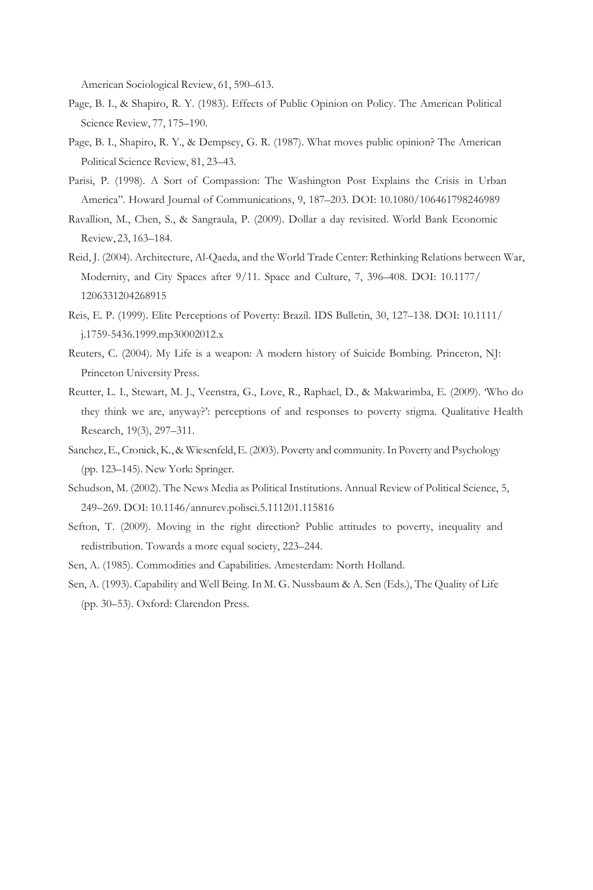American Sociological Review, 61, 590–613.

Page, B. I., & Shapiro, R. Y. (1983). Effects of Public Opinion on Policy. The American Political Science Review, 77, 175–190.

Page, B. I., Shapiro, R. Y., & Dempsey, G. R. (1987). What moves public opinion? The American Political Science Review, 81, 23–43.

Parisi, P. (1998). A Sort of Compassion: The Washington Post Explains the Crisis in Urban America". Howard Journal of Communications, 9, 187–203. DOI: 10.1080/106461798246989

Ravallion, M., Chen, S., & Sangraula, P. (2009). Dollar a day revisited. World Bank Economic Review, 23, 163–184.

Reid, J. (2004). Architecture, Al-Qaeda, and the World Trade Center: Rethinking Relations between War, Modernity, and City Spaces after 9/11. Space and Culture, 7, 396–408. DOI: 10.1177/1206331204268915

Reis, E. P. (1999). Elite Perceptions of Poverty: Brazil. IDS Bulletin, 30, 127–138. DOI: 10.1111/j.1759-5436.1999.mp30002012.x

Reuters, C. (2004). My Life is a weapon: A modern history of Suicide Bombing. Princeton, NJ: Princeton University Press.

Reutter, L. I., Stewart, M. J., Veenstra, G., Love, R., Raphael, D., & Makwarimba, E. (2009). 'Who do they think we are, anyway?': perceptions of and responses to poverty stigma. Qualitative Health Research, 19(3), 297–311.

Sanchez, E., Cronick, K., & Wiesenfeld, E. (2003). Poverty and community. In Poverty and Psychology (pp. 123–145). New York: Springer.

Schudson, M. (2002). The News Media as Political Institutions. Annual Review of Political Science, 5, 249–269. DOI: 10.1146/annurev.polisci.5.111201.115816

Sefton, T. (2009). Moving in the right direction? Public attitudes to poverty, inequality and redistribution. Towards a more equal society, 223–244.

Sen, A. (1985). Commodities and Capabilities. Amesterdam: North Holland.

Sen, A. (1993). Capability and Well Being. In M. G. Nussbaum & A. Sen (Eds.), The Quality of Life (pp. 30–53). Oxford: Clarendon Press.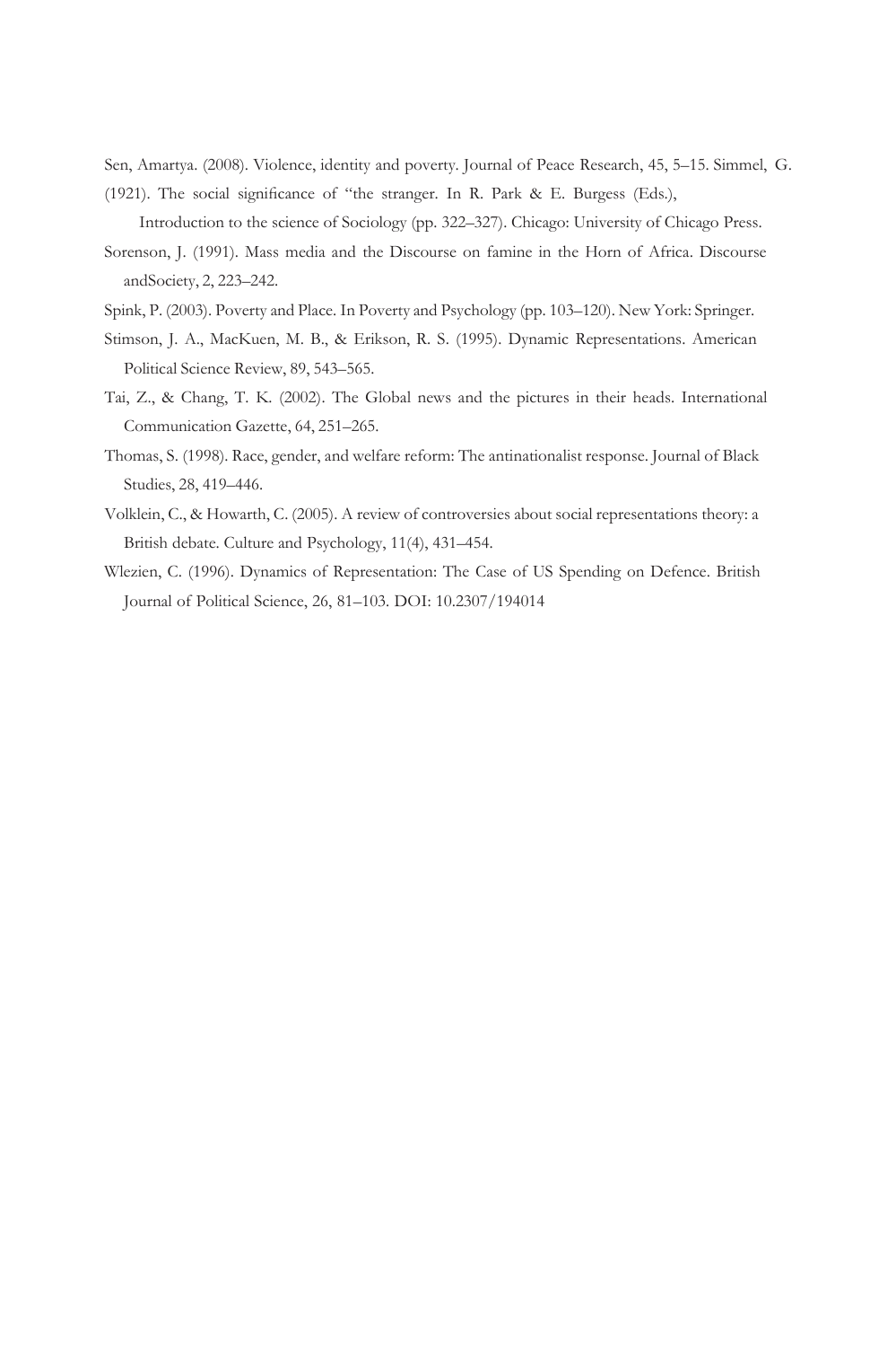Sen, Amartya. (2008). Violence, identity and poverty. Journal of Peace Research, 45, 5–15. Simmel, G. (1921). The social significance of "the stranger. In R. Park & E. Burgess (Eds.), Introduction to the science of Sociology (pp. 322–327). Chicago: University of Chicago Press.

Sorenson, J. (1991). Mass media and the Discourse on famine in the Horn of Africa. Discourse andSociety, 2, 223–242.

Spink, P. (2003). Poverty and Place. In Poverty and Psychology (pp. 103–120). New York: Springer.

Stimson, J. A., MacKuen, M. B., & Erikson, R. S. (1995). Dynamic Representations. American Political Science Review, 89, 543–565.

Tai, Z., & Chang, T. K. (2002). The Global news and the pictures in their heads. International Communication Gazette, 64, 251–265.

Thomas, S. (1998). Race, gender, and welfare reform: The antinationalist response. Journal of Black Studies, 28, 419–446.

Volklein, C., & Howarth, C. (2005). A review of controversies about social representations theory: a British debate. Culture and Psychology, 11(4), 431–454.

Wlezien, C. (1996). Dynamics of Representation: The Case of US Spending on Defence. British Journal of Political Science, 26, 81–103. DOI: 10.2307/194014